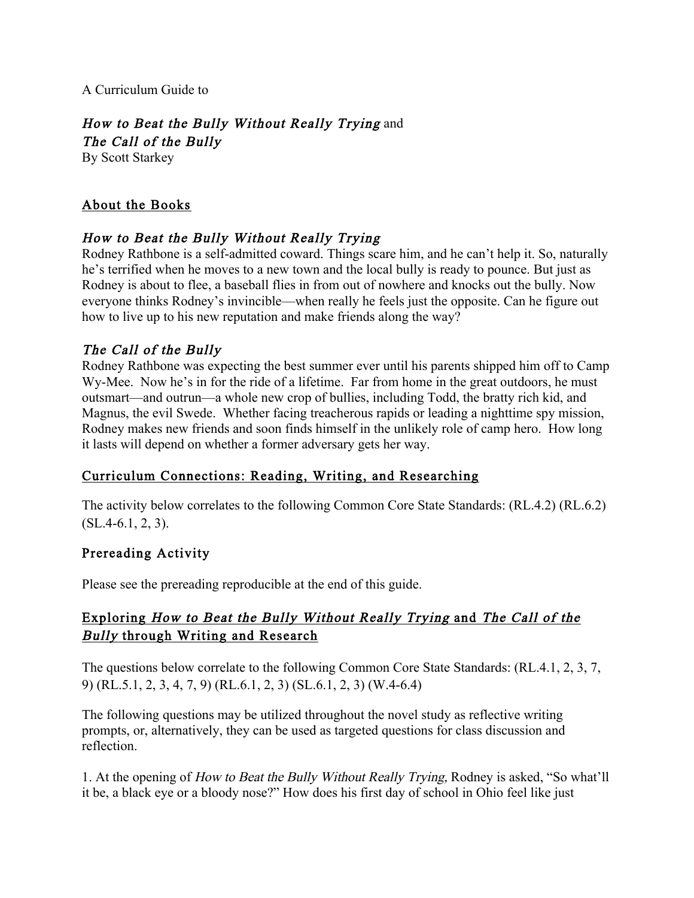A Curriculum Guide to

# *How to Beat the Bully Without Really Trying* and *The Call of the Bully*

By Scott Starkey

## About the Books

### *How to Beat the Bully Without Really Trying*

Rodney Rathbone is a self-admitted coward. Things scare him, and he can't help it. So, naturally he's terrified when he moves to a new town and the local bully is ready to pounce. But just as Rodney is about to flee, a baseball flies in from out of nowhere and knocks out the bully. Now everyone thinks Rodney's invincible—when really he feels just the opposite. Can he figure out how to live up to his new reputation and make friends along the way?

### *The Call of the Bully*

Rodney Rathbone was expecting the best summer ever until his parents shipped him off to Camp Wy-Mee. Now he's in for the ride of a lifetime. Far from home in the great outdoors, he must outsmart—and outrun—a whole new crop of bullies, including Todd, the bratty rich kid, and Magnus, the evil Swede. Whether facing treacherous rapids or leading a nighttime spy mission, Rodney makes new friends and soon finds himself in the unlikely role of camp hero. How long it lasts will depend on whether a former adversary gets her way.

## Curriculum Connections: Reading, Writing, and Researching

The activity below correlates to the following Common Core State Standards: (RL.4.2) (RL.6.2) (SL.4-6.1, 2, 3).

### Prereading Activity

Please see the prereading reproducible at the end of this guide.

## Exploring *How to Beat the Bully Without Really Trying* and *The Call of the Bully* through Writing and Research

The questions below correlate to the following Common Core State Standards: (RL.4.1, 2, 3, 7, 9) (RL.5.1, 2, 3, 4, 7, 9) (RL.6.1, 2, 3) (SL.6.1, 2, 3) (W.4-6.4)

The following questions may be utilized throughout the novel study as reflective writing prompts, or, alternatively, they can be used as targeted questions for class discussion and reflection.

1. At the opening of *How to Beat the Bully Without Really Trying*, Rodney is asked, "So what'll it be, a black eye or a bloody nose?" How does his first day of school in Ohio feel like just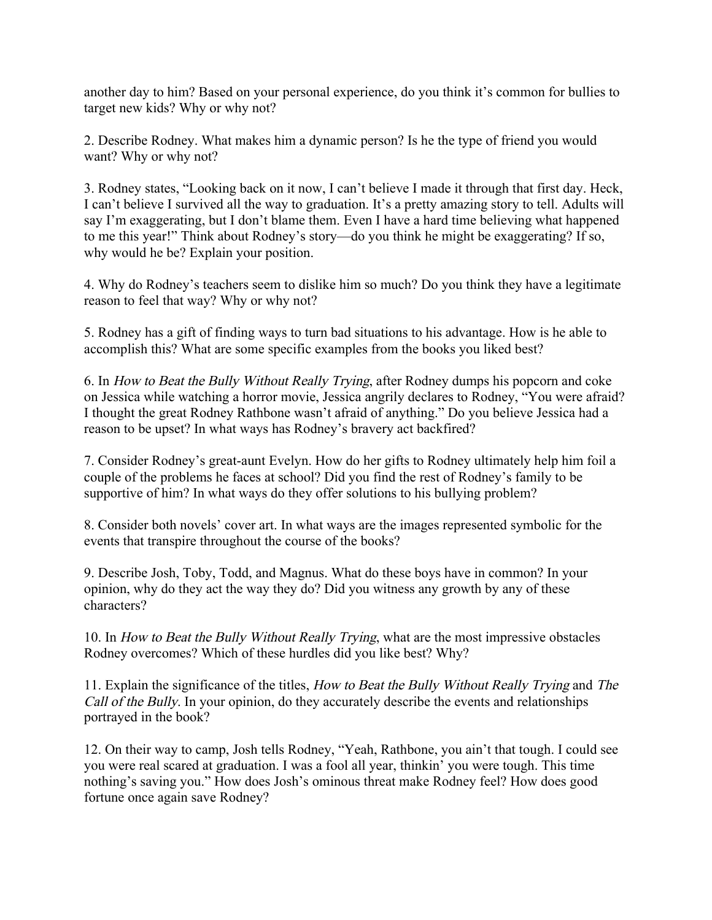another day to him? Based on your personal experience, do you think it's common for bullies to target new kids? Why or why not?

2. Describe Rodney. What makes him a dynamic person? Is he the type of friend you would want? Why or why not?

3. Rodney states, "Looking back on it now, I can't believe I made it through that first day. Heck, I can't believe I survived all the way to graduation. It's a pretty amazing story to tell. Adults will say I'm exaggerating, but I don't blame them. Even I have a hard time believing what happened to me this year!" Think about Rodney's story—do you think he might be exaggerating? If so, why would he be? Explain your position.

4. Why do Rodney's teachers seem to dislike him so much? Do you think they have a legitimate reason to feel that way? Why or why not?

5. Rodney has a gift of finding ways to turn bad situations to his advantage. How is he able to accomplish this? What are some specific examples from the books you liked best?

6. In *How to Beat the Bully Without Really Trying*, after Rodney dumps his popcorn and coke on Jessica while watching a horror movie, Jessica angrily declares to Rodney, "You were afraid? I thought the great Rodney Rathbone wasn't afraid of anything." Do you believe Jessica had a reason to be upset? In what ways has Rodney's bravery act backfired?

7. Consider Rodney's great-aunt Evelyn. How do her gifts to Rodney ultimately help him foil a couple of the problems he faces at school? Did you find the rest of Rodney's family to be supportive of him? In what ways do they offer solutions to his bullying problem?

8. Consider both novels' cover art. In what ways are the images represented symbolic for the events that transpire throughout the course of the books?

9. Describe Josh, Toby, Todd, and Magnus. What do these boys have in common? In your opinion, why do they act the way they do? Did you witness any growth by any of these characters?

10. In *How to Beat the Bully Without Really Trying*, what are the most impressive obstacles Rodney overcomes? Which of these hurdles did you like best? Why?

11. Explain the significance of the titles, *How to Beat the Bully Without Really Trying* and *The Call of the Bully*. In your opinion, do they accurately describe the events and relationships portrayed in the book?

12. On their way to camp, Josh tells Rodney, "Yeah, Rathbone, you ain't that tough. I could see you were real scared at graduation. I was a fool all year, thinkin' you were tough. This time nothing's saving you." How does Josh's ominous threat make Rodney feel? How does good fortune once again save Rodney?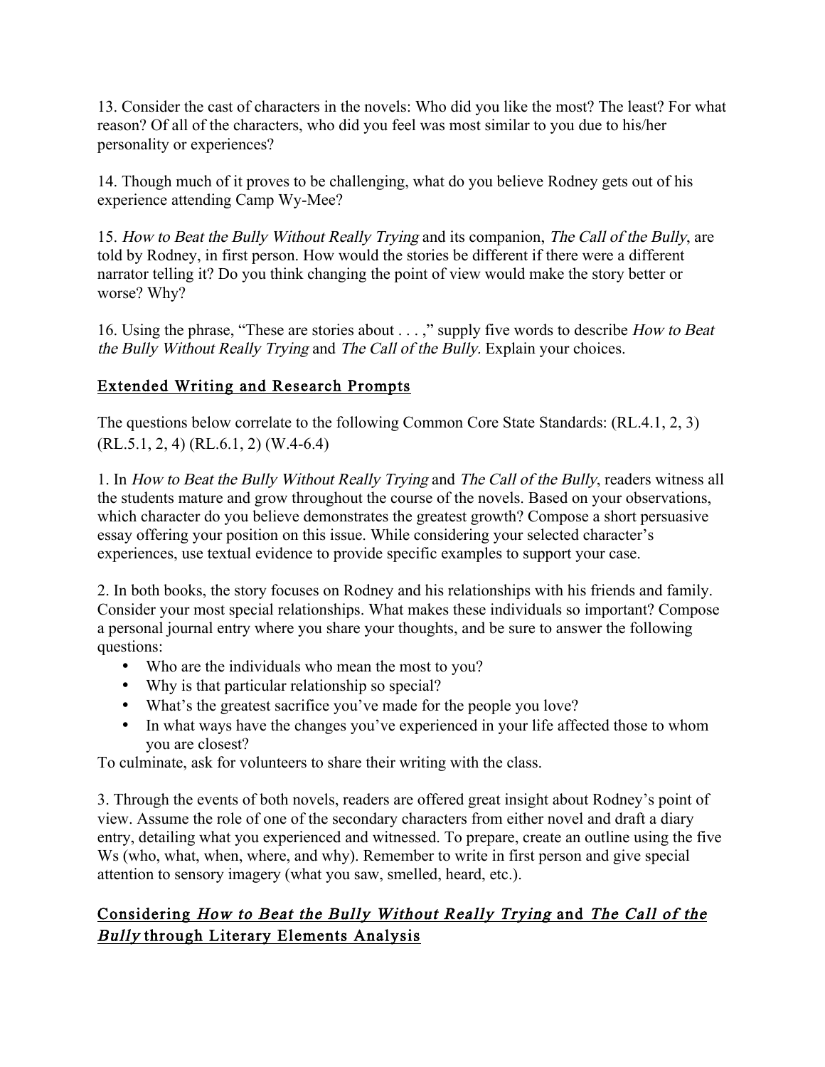13. Consider the cast of characters in the novels: Who did you like the most? The least? For what reason? Of all of the characters, who did you feel was most similar to you due to his/her personality or experiences?

14. Though much of it proves to be challenging, what do you believe Rodney gets out of his experience attending Camp Wy-Mee?

15. *How to Beat the Bully Without Really Trying* and its companion, *The Call of the Bully*, are told by Rodney, in first person. How would the stories be different if there were a different narrator telling it? Do you think changing the point of view would make the story better or worse? Why?

16. Using the phrase, "These are stories about . . . ," supply five words to describe *How to Beat the Bully Without Really Trying* and *The Call of the Bully*. Explain your choices.

## Extended Writing and Research Prompts

The questions below correlate to the following Common Core State Standards: (RL.4.1, 2, 3) (RL.5.1, 2, 4) (RL.6.1, 2) (W.4-6.4)

1. In *How to Beat the Bully Without Really Trying* and *The Call of the Bully*, readers witness all the students mature and grow throughout the course of the novels. Based on your observations, which character do you believe demonstrates the greatest growth? Compose a short persuasive essay offering your position on this issue. While considering your selected character's experiences, use textual evidence to provide specific examples to support your case.

2. In both books, the story focuses on Rodney and his relationships with his friends and family. Consider your most special relationships. What makes these individuals so important? Compose a personal journal entry where you share your thoughts, and be sure to answer the following questions:

- Who are the individuals who mean the most to you?
- Why is that particular relationship so special?
- What's the greatest sacrifice you've made for the people you love?
- In what ways have the changes you've experienced in your life affected those to whom you are closest?

To culminate, ask for volunteers to share their writing with the class.

3. Through the events of both novels, readers are offered great insight about Rodney's point of view. Assume the role of one of the secondary characters from either novel and draft a diary entry, detailing what you experienced and witnessed. To prepare, create an outline using the five Ws (who, what, when, where, and why). Remember to write in first person and give special attention to sensory imagery (what you saw, smelled, heard, etc.).

## Considering *How to Beat the Bully Without Really Trying* and *The Call of the Bully* through Literary Elements Analysis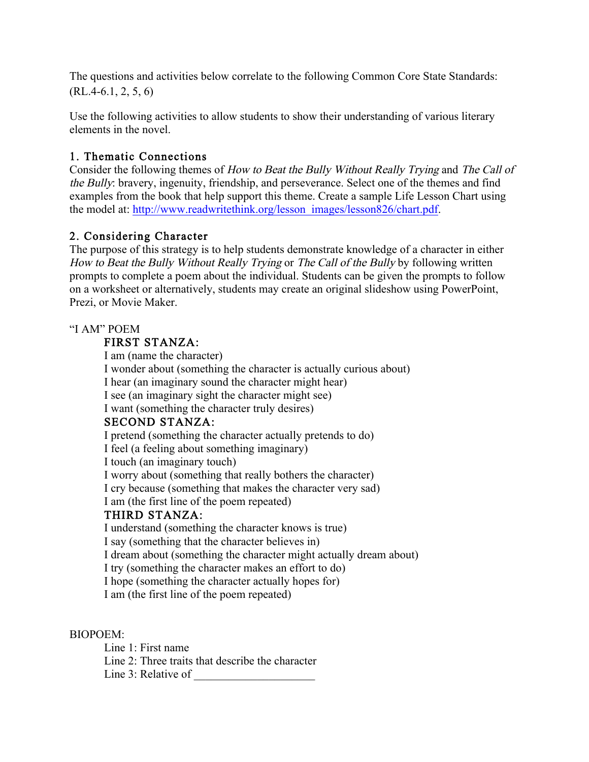The questions and activities below correlate to the following Common Core State Standards: (RL.4-6.1, 2, 5, 6)

Use the following activities to allow students to show their understanding of various literary elements in the novel.

## 1. Thematic Connections

Consider the following themes of *How to Beat the Bully Without Really Trying* and *The Call of the Bully*: bravery, ingenuity, friendship, and perseverance. Select one of the themes and find examples from the book that help support this theme. Create a sample Life Lesson Chart using the model at: http://www.readwritethink.org/lesson_images/lesson826/chart.pdf.

## 2. Considering Character

The purpose of this strategy is to help students demonstrate knowledge of a character in either *How to Beat the Bully Without Really Trying* or *The Call of the Bully* by following written prompts to complete a poem about the individual. Students can be given the prompts to follow on a worksheet or alternatively, students may create an original slideshow using PowerPoint, Prezi, or Movie Maker.

"I AM" POEM

FIRST STANZA:

I am (name the character)
I wonder about (something the character is actually curious about)
I hear (an imaginary sound the character might hear)
I see (an imaginary sight the character might see)
I want (something the character truly desires)

SECOND STANZA:

I pretend (something the character actually pretends to do)
I feel (a feeling about something imaginary)
I touch (an imaginary touch)
I worry about (something that really bothers the character)
I cry because (something that makes the character very sad)
I am (the first line of the poem repeated)

THIRD STANZA:

I understand (something the character knows is true)
I say (something that the character believes in)
I dream about (something the character might actually dream about)
I try (something the character makes an effort to do)
I hope (something the character actually hopes for)
I am (the first line of the poem repeated)

BIOPOEM:

Line 1: First name
Line 2: Three traits that describe the character
Line 3: Relative of ____________________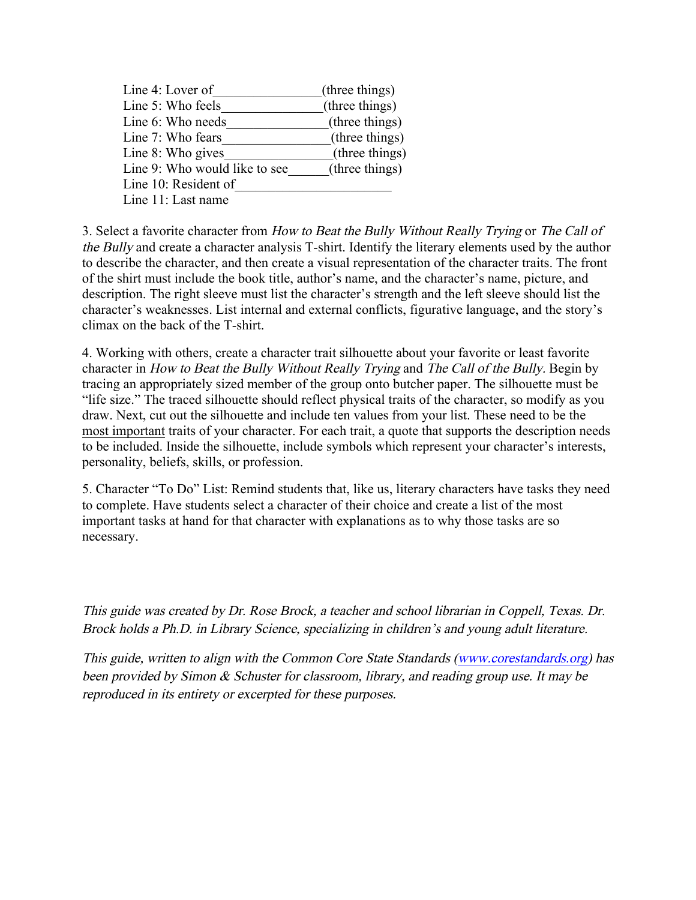Line 4: Lover of_______________(three things)  
Line 5: Who feels______________(three things)  
Line 6: Who needs______________(three things)  
Line 7: Who fears_______________(three things)  
Line 8: Who gives_______________(three things)  
Line 9: Who would like to see______(three things)  
Line 10: Resident of______________________  
Line 11: Last name

3. Select a favorite character from *How to Beat the Bully Without Really Trying* or *The Call of the Bully* and create a character analysis T-shirt. Identify the literary elements used by the author to describe the character, and then create a visual representation of the character traits. The front of the shirt must include the book title, author's name, and the character's name, picture, and description. The right sleeve must list the character's strength and the left sleeve should list the character's weaknesses. List internal and external conflicts, figurative language, and the story's climax on the back of the T-shirt.

4. Working with others, create a character trait silhouette about your favorite or least favorite character in *How to Beat the Bully Without Really Trying* and *The Call of the Bully*. Begin by tracing an appropriately sized member of the group onto butcher paper. The silhouette must be "life size." The traced silhouette should reflect physical traits of the character, so modify as you draw. Next, cut out the silhouette and include ten values from your list. These need to be the <u>most important</u> traits of your character. For each trait, a quote that supports the description needs to be included. Inside the silhouette, include symbols which represent your character's interests, personality, beliefs, skills, or profession.

5. Character "To Do" List: Remind students that, like us, literary characters have tasks they need to complete. Have students select a character of their choice and create a list of the most important tasks at hand for that character with explanations as to why those tasks are so necessary.

*This guide was created by Dr. Rose Brock, a teacher and school librarian in Coppell, Texas. Dr. Brock holds a Ph.D. in Library Science, specializing in children's and young adult literature.*

*This guide, written to align with the Common Core State Standards ([www.corestandards.org](http://www.corestandards.org)) has been provided by Simon & Schuster for classroom, library, and reading group use. It may be reproduced in its entirety or excerpted for these purposes.*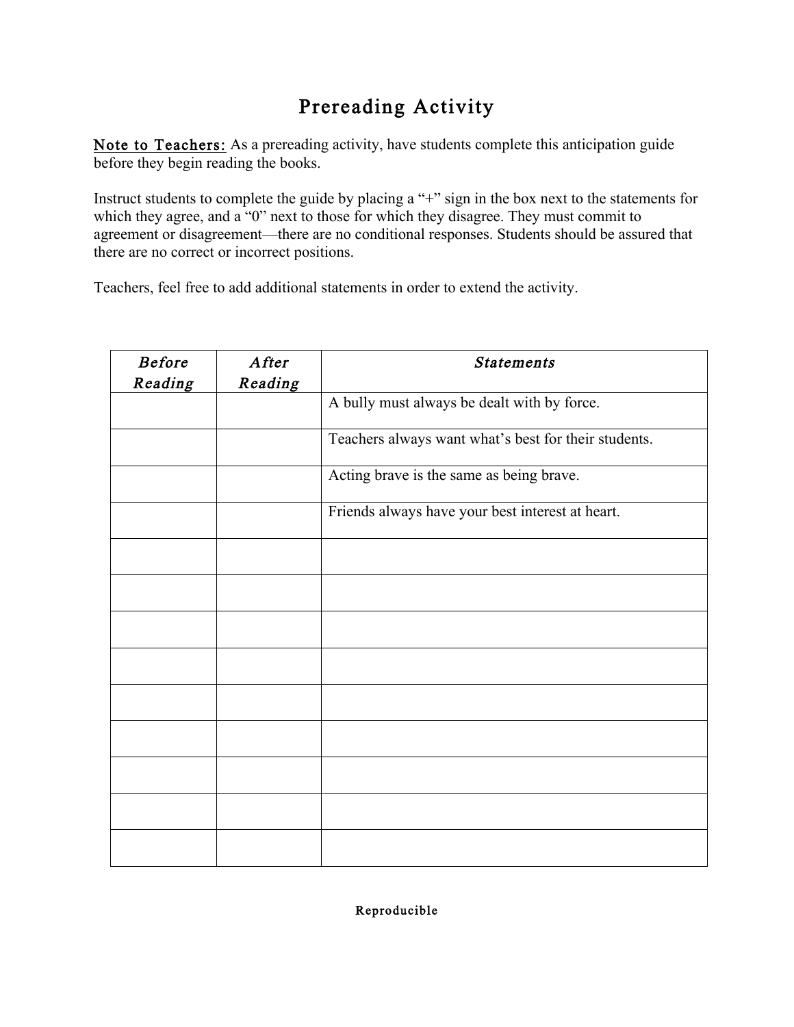# Prereading Activity

Note to Teachers: As a prereading activity, have students complete this anticipation guide before they begin reading the books.

Instruct students to complete the guide by placing a "+" sign in the box next to the statements for which they agree, and a "0" next to those for which they disagree. They must commit to agreement or disagreement—there are no conditional responses. Students should be assured that there are no correct or incorrect positions.

Teachers, feel free to add additional statements in order to extend the activity.

| *Before Reading* | *After Reading* | *Statements* |
|---|---|---|
| | | A bully must always be dealt with by force. |
| | | Teachers always want what's best for their students. |
| | | Acting brave is the same as being brave. |
| | | Friends always have your best interest at heart. |
| | | |
| | | |
| | | |
| | | |
| | | |
| | | |
| | | |
| | | |
| | | |

Reproducible